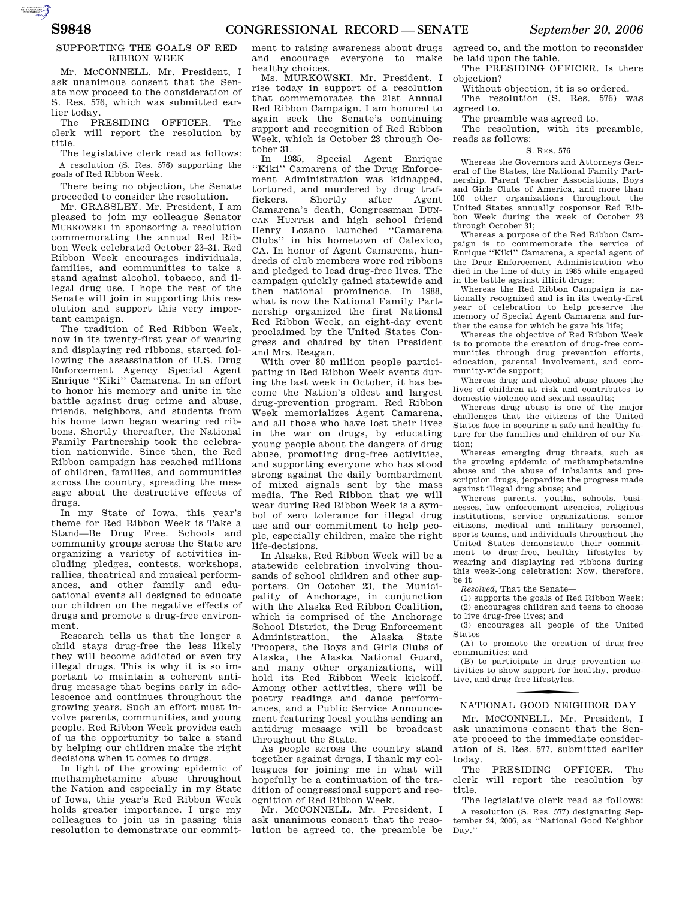## SUPPORTING THE GOALS OF RED RIBBON WEEK

Mr. McCONNELL. Mr. President, I ask unanimous consent that the Senate now proceed to the consideration of S. Res. 576, which was submitted earlier today.

The PRESIDING OFFICER. The clerk will report the resolution by title.

The legislative clerk read as follows:

A resolution (S. Res. 576) supporting the goals of Red Ribbon Week.

There being no objection, the Senate proceeded to consider the resolution.

Mr. GRASSLEY. Mr. President, I am pleased to join my colleague Senator MURKOWSKI in sponsoring a resolution commemorating the annual Red Ribbon Week celebrated October 23–31. Red Ribbon Week encourages individuals, families, and communities to take a stand against alcohol, tobacco, and illegal drug use. I hope the rest of the Senate will join in supporting this resolution and support this very important campaign.

The tradition of Red Ribbon Week, now in its twenty-first year of wearing and displaying red ribbons, started following the assassination of U.S. Drug Enforcement Agency Special Agent Enrique ''Kiki'' Camarena. In an effort to honor his memory and unite in the battle against drug crime and abuse, friends, neighbors, and students from his home town began wearing red ribbons. Shortly thereafter, the National Family Partnership took the celebration nationwide. Since then, the Red Ribbon campaign has reached millions of children, families, and communities across the country, spreading the message about the destructive effects of drugs.

In my State of Iowa, this year's theme for Red Ribbon Week is Take a Stand—Be Drug Free. Schools and community groups across the State are organizing a variety of activities including pledges, contests, workshops, rallies, theatrical and musical performances, and other family and educational events all designed to educate our children on the negative effects of drugs and promote a drug-free environment.

Research tells us that the longer a child stays drug-free the less likely they will become addicted or even try illegal drugs. This is why it is so important to maintain a coherent antidrug message that begins early in adolescence and continues throughout the growing years. Such an effort must involve parents, communities, and young people. Red Ribbon Week provides each of us the opportunity to take a stand by helping our children make the right decisions when it comes to drugs.

In light of the growing epidemic of methamphetamine abuse throughout the Nation and especially in my State of Iowa, this year's Red Ribbon Week holds greater importance. I urge my colleagues to join us in passing this resolution to demonstrate our commitment to raising awareness about drugs and encourage everyone to make healthy choices.

Ms. MURKOWSKI. Mr. President, I rise today in support of a resolution that commemorates the 21st Annual Red Ribbon Campaign. I am honored to again seek the Senate's continuing support and recognition of Red Ribbon Week, which is October 23 through October 31.

In 1985, Special Agent Enrique ''Kiki'' Camarena of the Drug Enforcement Administration was kidnapped, tortured, and murdered by drug traffickers. Shortly after Agent Camarena's death, Congressman DUNCAN HUNTER and high school friend Henry Lozano launched ''Camarena Clubs'' in his hometown of Calexico, CA. In honor of Agent Camarena, hundreds of club members wore red ribbons and pledged to lead drug-free lives. The campaign quickly gained statewide and then national prominence. In 1988, what is now the National Family Partnership organized the first National Red Ribbon Week, an eight-day event proclaimed by the United States Congress and chaired by then President and Mrs. Reagan.

With over 80 million people participating in Red Ribbon Week events during the last week in October, it has become the Nation's oldest and largest drug-prevention program. Red Ribbon Week memorializes Agent Camarena, and all those who have lost their lives in the war on drugs, by educating young people about the dangers of drug abuse, promoting drug-free activities, and supporting everyone who has stood strong against the daily bombardment of mixed signals sent by the mass media. The Red Ribbon that we will wear during Red Ribbon Week is a symbol of zero tolerance for illegal drug use and our commitment to help people, especially children, make the right life-decisions.

In Alaska, Red Ribbon Week will be a statewide celebration involving thousands of school children and other supporters. On October 23, the Municipality of Anchorage, in conjunction with the Alaska Red Ribbon Coalition, which is comprised of the Anchorage School District, the Drug Enforcement Administration, the Alaska State Troopers, the Boys and Girls Clubs of Alaska, the Alaska National Guard, and many other organizations, will hold its Red Ribbon Week kickoff. Among other activities, there will be poetry readings and dance performances, and a Public Service Announcement featuring local youths sending an antidrug message will be broadcast throughout the State.

As people across the country stand together against drugs, I thank my colleagues for joining me in what will hopefully be a continuation of the tradition of congressional support and recognition of Red Ribbon Week.

Mr. McCONNELL. Mr. President, I ask unanimous consent that the resolution be agreed to, the preamble be agreed to, and the motion to reconsider be laid upon the table.

The PRESIDING OFFICER. Is there objection?

Without objection, it is so ordered.

The resolution (S. Res. 576) was agreed to.

The preamble was agreed to.

The resolution, with its preamble, reads as follows:

S. RES. 576

Whereas the Governors and Attorneys General of the States, the National Family Partnership, Parent Teacher Associations, Boys and Girls Clubs of America, and more than 100 other organizations throughout the United States annually cosponsor Red Ribbon Week during the week of October 23 through October 31;

Whereas a purpose of the Red Ribbon Campaign is to commemorate the service of Enrique ''Kiki'' Camarena, a special agent of the Drug Enforcement Administration who died in the line of duty in 1985 while engaged in the battle against illicit drugs;

Whereas the Red Ribbon Campaign is nationally recognized and is in its twenty-first year of celebration to help preserve the memory of Special Agent Camarena and further the cause for which he gave his life;

Whereas the objective of Red Ribbon Week is to promote the creation of drug-free communities through drug prevention efforts, education, parental involvement, and community-wide support;

Whereas drug and alcohol abuse places the lives of children at risk and contributes to domestic violence and sexual assaults;

Whereas drug abuse is one of the major challenges that the citizens of the United States face in securing a safe and healthy future for the families and children of our Nation;

Whereas emerging drug threats, such as the growing epidemic of methamphetamine abuse and the abuse of inhalants and prescription drugs, jeopardize the progress made against illegal drug abuse; and

Whereas parents, youths, schools, businesses, law enforcement agencies, religious institutions, service organizations, senior citizens, medical and military personnel, sports teams, and individuals throughout the United States demonstrate their commitment to drug-free, healthy lifestyles by wearing and displaying red ribbons during this week-long celebration: Now, therefore, be it

*Resolved*, That the Senate—

(1) supports the goals of Red Ribbon Week;

(2) encourages children and teens to choose to live drug-free lives; and

(3) encourages all people of the United States—

(A) to promote the creation of drug-free communities; and

(B) to participate in drug prevention activities to show support for healthy, productive, and drug-free lifestyles.

## NATIONAL GOOD NEIGHBOR DAY

Mr. McCONNELL. Mr. President, I ask unanimous consent that the Senate proceed to the immediate consideration of S. Res. 577, submitted earlier today.

The PRESIDING OFFICER. The clerk will report the resolution by title.

The legislative clerk read as follows:

A resolution (S. Res. 577) designating September 24, 2006, as ''National Good Neighbor Day.''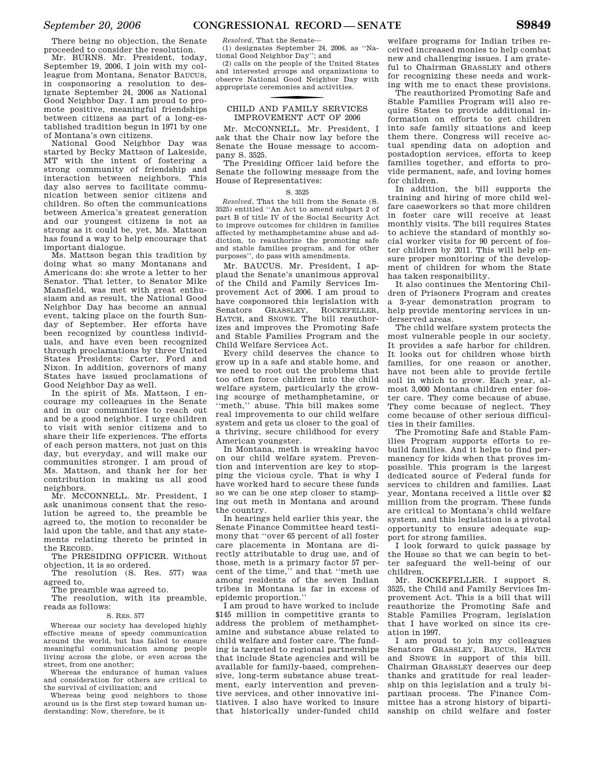There being no objection, the Senate proceeded to consider the resolution.

Mr. BURNS. Mr. President, today, September 19, 2006, I join with my colleague from Montana, Senator BAUCUS, in cosponsoring a resolution to designate September 24, 2006 as National Good Neighbor Day. I am proud to promote positive, meaningful friendships between citizens as part of a long-established tradition begun in 1971 by one of Montana's own citizens.

National Good Neighbor Day was started by Becky Mattson of Lakeside, MT with the intent of fostering a strong community of friendship and interaction between neighbors. This day also serves to facilitate communication between senior citizens and children. So often the communications between America's greatest generation and our youngest citizens is not as strong as it could be, yet, Ms. Mattson has found a way to help encourage that important dialogue.

Ms. Mattson began this tradition by doing what so many Montanans and Americans do: she wrote a letter to her Senator. That letter, to Senator Mike Mansfield, was met with great enthusiasm and as result, the National Good Neighbor Day has become an annual event, taking place on the fourth Sunday of September. Her efforts have been recognized by countless individuals, and have even been recognized through proclamations by three United States Presidents: Carter, Ford and Nixon. In addition, governors of many States have issued proclamations of Good Neighbor Day as well.

In the spirit of Ms. Mattson, I encourage my colleagues in the Senate and in our communities to reach out and be a good neighbor. I urge children to visit with senior citizens and to share their life experiences. The efforts of each person matters, not just on this day, but everyday, and will make our communities stronger. I am proud of Ms. Mattson, and thank her for her contribution in making us all good neighbors.

Mr. MCCONNELL. Mr. President, I ask unanimous consent that the resolution be agreed to, the preamble be agreed to, the motion to reconsider be laid upon the table, and that any statements relating thereto be printed in the RECORD.

The PRESIDING OFFICER. Without objection, it is so ordered.

The resolution (S. Res. 577) was agreed to.

The preamble was agreed to.

The resolution, with its preamble, reads as follows:

S. RES. 577

Whereas our society has developed highly effective means of speedy communication around the world, but has failed to ensure meaningful communication among people living across the globe, or even across the street, from one another;

Whereas the endurance of human values and consideration for others are critical to the survival of civilization; and

Whereas being good neighbors to those around us is the first step toward human understanding: Now, therefore, be it

*Resolved*, That the Senate—

(1) designates September 24, 2006, as "National Good Neighbor Day"; and

(2) calls on the people of the United States and interested groups and organizations to observe National Good Neighbor Day with appropriate ceremonies and activities.

## CHILD AND FAMILY SERVICES IMPROVEMENT ACT OF 2006

Mr. MCCONNELL. Mr. President, I ask that the Chair now lay before the Senate the House message to accompany S. 3525.

The Presiding Officer laid before the Senate the following message from the House of Representatives:

S. 3525

*Resolved*, That the bill from the Senate (S. 3525) entitled "An Act to amend subpart 2 of part B of title IV of the Social Security Act to improve outcomes for children in families affected by methamphetamine abuse and addiction, to reauthorize the promoting safe and stable families program, and for other purposes", do pass with amendments.

Mr. BAUCUS. Mr. President, I applaud the Senate's unanimous approval of the Child and Family Services Improvement Act of 2006. I am proud to have cosponsored this legislation with Senators GRASSLEY, ROCKEFELLER, HATCH, and SNOWE. The bill reauthorizes and improves the Promoting Safe and Stable Families Program and the Child Welfare Services Act.

Every child deserves the chance to grow up in a safe and stable home, and we need to root out the problems that too often force children into the child welfare system, particularly the growing scourge of methamphetamine, or "meth," abuse. This bill makes some real improvements to our child welfare system and gets us closer to the goal of a thriving, secure childhood for every American youngster.

In Montana, meth is wreaking havoc on our child welfare system. Prevention and intervention are key to stopping the vicious cycle. That is why I have worked hard to secure these funds so we can be one step closer to stamping out meth in Montana and around the country.

In hearings held earlier this year, the Senate Finance Committee heard testimony that "over 65 percent of all foster care placements in Montana are directly attributable to drug use, and of those, meth is a primary factor 57 percent of the time," and that "meth use among residents of the seven Indian tribes in Montana is far in excess of epidemic proportion."

I am proud to have worked to include $145 million in competitive grants to address the problem of methamphetamine and substance abuse related to child welfare and foster care. The funding is targeted to regional partnerships that include State agencies and will be available for family-based, comprehensive, long-term substance abuse treatment, early intervention and preventive services, and other innovative initiatives. I also have worked to insure that historically under-funded child welfare programs for Indian tribes received increased monies to help combat new and challenging issues. I am grateful to Chairman GRASSLEY and others for recognizing these needs and working with me to enact these provisions.

The reauthorized Promoting Safe and Stable Families Program will also require States to provide additional information on efforts to get children into safe family situations and keep them there. Congress will receive actual spending data on adoption and postadoption services, efforts to keep families together, and efforts to provide permanent, safe, and loving homes for children.

In addition, the bill supports the training and hiring of more child welfare caseworkers so that more children in foster care will receive at least monthly visits. The bill requires States to achieve the standard of monthly social worker visits for 90 percent of foster children by 2011. This will help ensure proper monitoring of the development of children for whom the State has taken responsibility.

It also continues the Mentoring Children of Prisoners Program and creates a 3-year demonstration program to help provide mentoring services in underserved areas.

The child welfare system protects the most vulnerable people in our society. It provides a safe harbor for children. It looks out for children whose birth families, for one reason or another, have not been able to provide fertile soil in which to grow. Each year, almost 3,000 Montana children enter foster care. They come because of abuse. They come because of neglect. They come because of other serious difficulties in their families.

The Promoting Safe and Stable Families Program supports efforts to rebuild families. And it helps to find permanency for kids when that proves impossible. This program is the largest dedicated source of Federal funds for services to children and families. Last year, Montana received a little over $2 million from the program. These funds are critical to Montana's child welfare system, and this legislation is a pivotal opportunity to ensure adequate support for strong families.

I look forward to quick passage by the House so that we can begin to better safeguard the well-being of our children.

Mr. ROCKEFELLER. I support S. 3525, the Child and Family Services Improvement Act. This is a bill that will reauthorize the Promoting Safe and Stable Families Program, legislation that I have worked on since its creation in 1997.

I am proud to join my colleagues Senators GRASSLEY, BAUCUS, HATCH and SNOWE in support of this bill. Chairman GRASSLEY deserves our deep thanks and gratitude for real leadership on this legislation and a truly bipartisan process. The Finance Committee has a strong history of bipartisanship on child welfare and foster